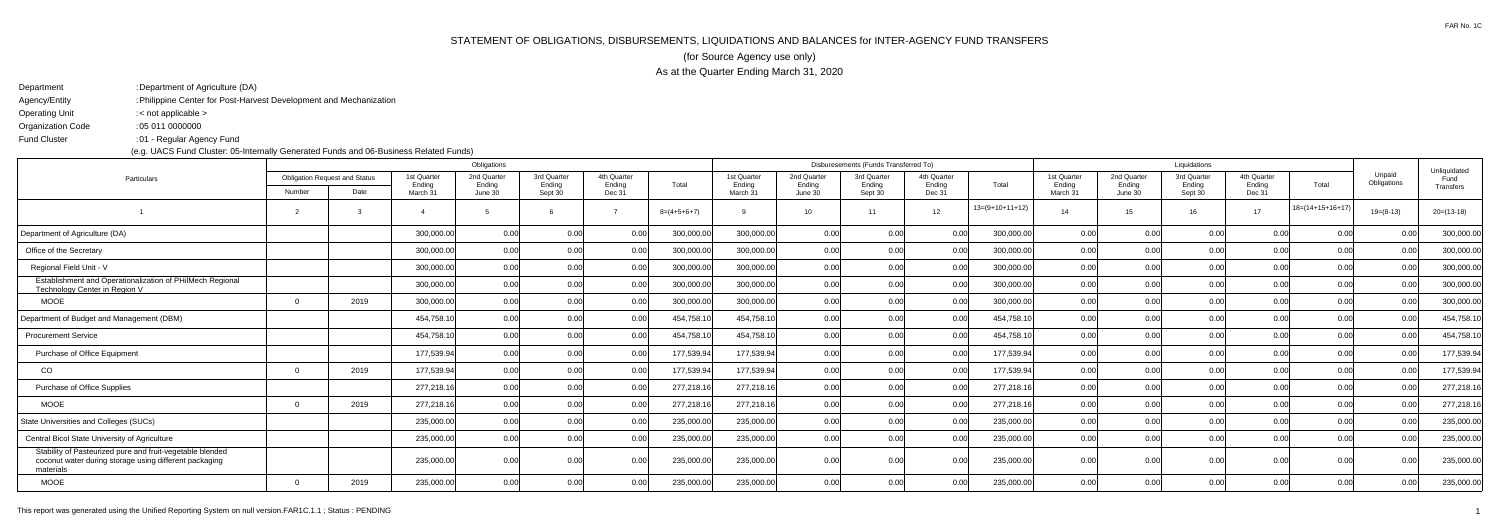FAR No. 1C

# STATEMENT OF OBLIGATIONS, DISBURSEMENTS, LIQUIDATIONS AND BALANCES for INTER-AGENCY FUND TRANSFERS

## (for Source Agency use only)

### As at the Quarter Ending March 31, 2020

Department : Department of Agriculture (DA)

Agency/Entity : Philippine Center for Post-Harvest Development and Mechanization

Operating Unit : < not applicable >

Organization Code : 05 011 0000000

Fund Cluster : 01 - Regular Agency Fund

(e.g. UACS Fund Cluster: 05-Internally Generated Funds and 06-Business Related Funds)

| Particulars | Obligation Request and Status | | Obligations | | | | | Disbursements (Funds Transferred To) | | | | | Liquidations | | | | | Unpaid Obligations | Unliquidated Fund Transfers |
|---|---|---|---|---|---|---|---|---|---|---|---|---|---|---|---|---|---|---|---|
| | Number | Date | 1st Quarter Ending March 31 | 2nd Quarter Ending June 30 | 3rd Quarter Ending Sept 30 | 4th Quarter Ending Dec 31 | Total | 1st Quarter Ending March 31 | 2nd Quarter Ending June 30 | 3rd Quarter Ending Sept 30 | 4th Quarter Ending Dec 31 | Total | 1st Quarter Ending March 31 | 2nd Quarter Ending June 30 | 3rd Quarter Ending Sept 30 | 4th Quarter Ending Dec 31 | Total | | |
| 1 | 2 | 3 | 4 | 5 | 6 | 7 | 8=(4+5+6+7) | 9 | 10 | 11 | 12 | 13=(9+10+11+12) | 14 | 15 | 16 | 17 | 18=(14+15+16+17) | 19=(8-13) | 20=(13-18) |
| Department of Agriculture (DA) | | | 300,000.00 | 0.00 | 0.00 | 0.00 | 300,000.00 | 300,000.00 | 0.00 | 0.00 | 0.00 | 300,000.00 | 0.00 | 0.00 | 0.00 | 0.00 | 0.00 | 0.00 | 300,000.00 |
| Office of the Secretary | | | 300,000.00 | 0.00 | 0.00 | 0.00 | 300,000.00 | 300,000.00 | 0.00 | 0.00 | 0.00 | 300,000.00 | 0.00 | 0.00 | 0.00 | 0.00 | 0.00 | 0.00 | 300,000.00 |
| Regional Field Unit - V | | | 300,000.00 | 0.00 | 0.00 | 0.00 | 300,000.00 | 300,000.00 | 0.00 | 0.00 | 0.00 | 300,000.00 | 0.00 | 0.00 | 0.00 | 0.00 | 0.00 | 0.00 | 300,000.00 |
| Establishment and Operationalization of PHilMech Regional Technology Center in Region V | | | 300,000.00 | 0.00 | 0.00 | 0.00 | 300,000.00 | 300,000.00 | 0.00 | 0.00 | 0.00 | 300,000.00 | 0.00 | 0.00 | 0.00 | 0.00 | 0.00 | 0.00 | 300,000.00 |
| MOOE | 0 | 2019 | 300,000.00 | 0.00 | 0.00 | 0.00 | 300,000.00 | 300,000.00 | 0.00 | 0.00 | 0.00 | 300,000.00 | 0.00 | 0.00 | 0.00 | 0.00 | 0.00 | 0.00 | 300,000.00 |
| Department of Budget and Management (DBM) | | | 454,758.10 | 0.00 | 0.00 | 0.00 | 454,758.10 | 454,758.10 | 0.00 | 0.00 | 0.00 | 454,758.10 | 0.00 | 0.00 | 0.00 | 0.00 | 0.00 | 0.00 | 454,758.10 |
| Procurement Service | | | 454,758.10 | 0.00 | 0.00 | 0.00 | 454,758.10 | 454,758.10 | 0.00 | 0.00 | 0.00 | 454,758.10 | 0.00 | 0.00 | 0.00 | 0.00 | 0.00 | 0.00 | 454,758.10 |
| Purchase of Office Equipment | | | 177,539.94 | 0.00 | 0.00 | 0.00 | 177,539.94 | 177,539.94 | 0.00 | 0.00 | 0.00 | 177,539.94 | 0.00 | 0.00 | 0.00 | 0.00 | 0.00 | 0.00 | 177,539.94 |
| CO | 0 | 2019 | 177,539.94 | 0.00 | 0.00 | 0.00 | 177,539.94 | 177,539.94 | 0.00 | 0.00 | 0.00 | 177,539.94 | 0.00 | 0.00 | 0.00 | 0.00 | 0.00 | 0.00 | 177,539.94 |
| Purchase of Office Supplies | | | 277,218.16 | 0.00 | 0.00 | 0.00 | 277,218.16 | 277,218.16 | 0.00 | 0.00 | 0.00 | 277,218.16 | 0.00 | 0.00 | 0.00 | 0.00 | 0.00 | 0.00 | 277,218.16 |
| MOOE | 0 | 2019 | 277,218.16 | 0.00 | 0.00 | 0.00 | 277,218.16 | 277,218.16 | 0.00 | 0.00 | 0.00 | 277,218.16 | 0.00 | 0.00 | 0.00 | 0.00 | 0.00 | 0.00 | 277,218.16 |
| State Universities and Colleges (SUCs) | | | 235,000.00 | 0.00 | 0.00 | 0.00 | 235,000.00 | 235,000.00 | 0.00 | 0.00 | 0.00 | 235,000.00 | 0.00 | 0.00 | 0.00 | 0.00 | 0.00 | 0.00 | 235,000.00 |
| Central Bicol State University of Agriculture | | | 235,000.00 | 0.00 | 0.00 | 0.00 | 235,000.00 | 235,000.00 | 0.00 | 0.00 | 0.00 | 235,000.00 | 0.00 | 0.00 | 0.00 | 0.00 | 0.00 | 0.00 | 235,000.00 |
| Stability of Pasteurized pure and fruit-vegetable blended coconut water during storage using different packaging materials | | | 235,000.00 | 0.00 | 0.00 | 0.00 | 235,000.00 | 235,000.00 | 0.00 | 0.00 | 0.00 | 235,000.00 | 0.00 | 0.00 | 0.00 | 0.00 | 0.00 | 0.00 | 235,000.00 |
| MOOE | 0 | 2019 | 235,000.00 | 0.00 | 0.00 | 0.00 | 235,000.00 | 235,000.00 | 0.00 | 0.00 | 0.00 | 235,000.00 | 0.00 | 0.00 | 0.00 | 0.00 | 0.00 | 0.00 | 235,000.00 |

This report was generated using the Unified Reporting System on null version.FAR1C.1.1 ; Status : PENDING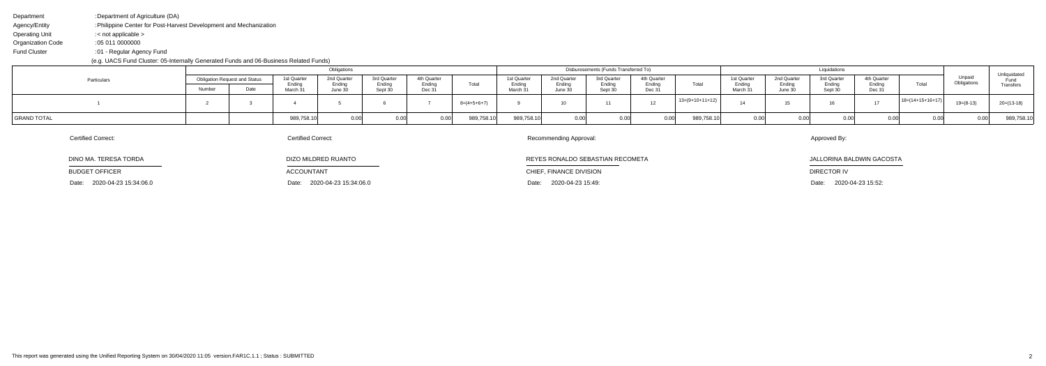| | |
|---|---|
| Department | :Department of Agriculture (DA) |
| Agency/Entity | :Philippine Center for Post-Harvest Development and Mechanization |
| Operating Unit | :< not applicable > |
| Organization Code | :05 011 0000000 |
| Fund Cluster | :01 - Regular Agency Fund |

(e.g. UACS Fund Cluster: 05-Internally Generated Funds and 06-Business Related Funds)

| Particulars | Obligations | | | | | | | Disbursements (Funds Transferred To) | | | | | Liquidations | | | | | Unpaid Obligations | Unliquidated Fund Transfers |
|---|---|---|---|---|---|---|---|---|---|---|---|---|---|---|---|---|---|---|---|
| | Obligation Request and Status | | 1st Quarter Ending March 31 | 2nd Quarter Ending June 30 | 3rd Quarter Ending Sept 30 | 4th Quarter Ending Dec 31 | Total | 1st Quarter Ending March 31 | 2nd Quarter Ending June 30 | 3rd Quarter Ending Sept 30 | 4th Quarter Ending Dec 31 | Total | 1st Quarter Ending March 31 | 2nd Quarter Ending June 30 | 3rd Quarter Ending Sept 30 | 4th Quarter Ending Dec 31 | Total | | |
| | Number | Date | | | | | | | | | | | | | | | | | |
| 1 | 2 | 3 | 4 | 5 | 6 | 7 | 8=(4+5+6+7) | 9 | 10 | 11 | 12 | 13=(9+10+11+12) | 14 | 15 | 16 | 17 | 18=(14+15+16+17) | 19=(8-13) | 20=(13-18) |
| GRAND TOTAL | | | 989,758.10 | 0.00 | 0.00 | 0.00 | 989,758.10 | 989,758.10 | 0.00 | 0.00 | 0.00 | 989,758.10 | 0.00 | 0.00 | 0.00 | 0.00 | 0.00 | 0.00 | 989,758.10 |

| Certified Correct: | Certified Correct: | Recommending Approval: | Approved By: |
|---|---|---|---|
| DINO MA. TERESA TORDA | DIZO MILDRED RUANTO | REYES RONALDO SEBASTIAN RECOMETA | JALLORINA BALDWIN GACOSTA |
| BUDGET OFFICER | ACCOUNTANT | CHIEF, FINANCE DIVISION | DIRECTOR IV |
| Date: 2020-04-23 15:34:06.0 | Date: 2020-04-23 15:34:06.0 | Date: 2020-04-23 15:49: | Date: 2020-04-23 15:52: |

This report was generated using the Unified Reporting System on 30/04/2020 11:05 version.FAR1C.1.1 ; Status : SUBMITTED